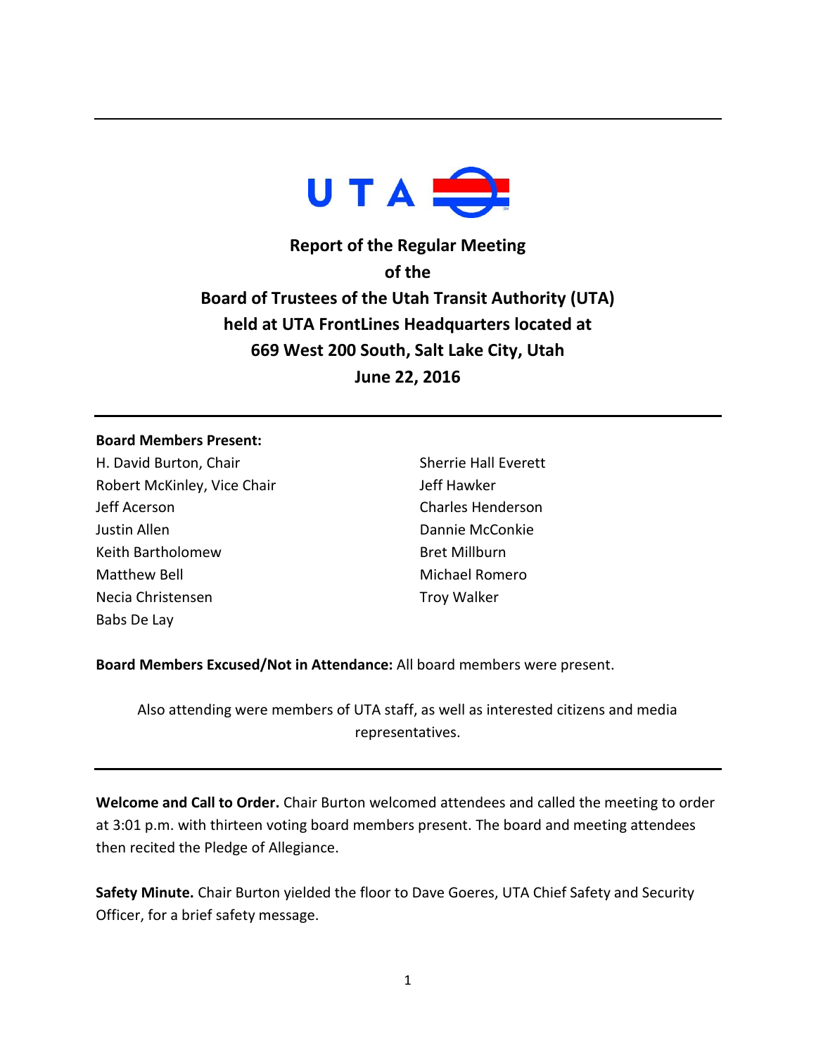UTA

**Report of the Regular Meeting**
**of the**
**Board of Trustees of the Utah Transit Authority (UTA)**
**held at UTA FrontLines Headquarters located at**
**669 West 200 South, Salt Lake City, Utah**
**June 22, 2016**

---

**Board Members Present:**

H. David Burton, Chair
Robert McKinley, Vice Chair
Jeff Acerson
Justin Allen
Keith Bartholomew
Matthew Bell
Necia Christensen
Babs De Lay
Sherrie Hall Everett
Jeff Hawker
Charles Henderson
Dannie McConkie
Bret Millburn
Michael Romero
Troy Walker

**Board Members Excused/Not in Attendance:** All board members were present.

Also attending were members of UTA staff, as well as interested citizens and media representatives.

---

**Welcome and Call to Order.** Chair Burton welcomed attendees and called the meeting to order at 3:01 p.m. with thirteen voting board members present. The board and meeting attendees then recited the Pledge of Allegiance.

**Safety Minute.** Chair Burton yielded the floor to Dave Goeres, UTA Chief Safety and Security Officer, for a brief safety message.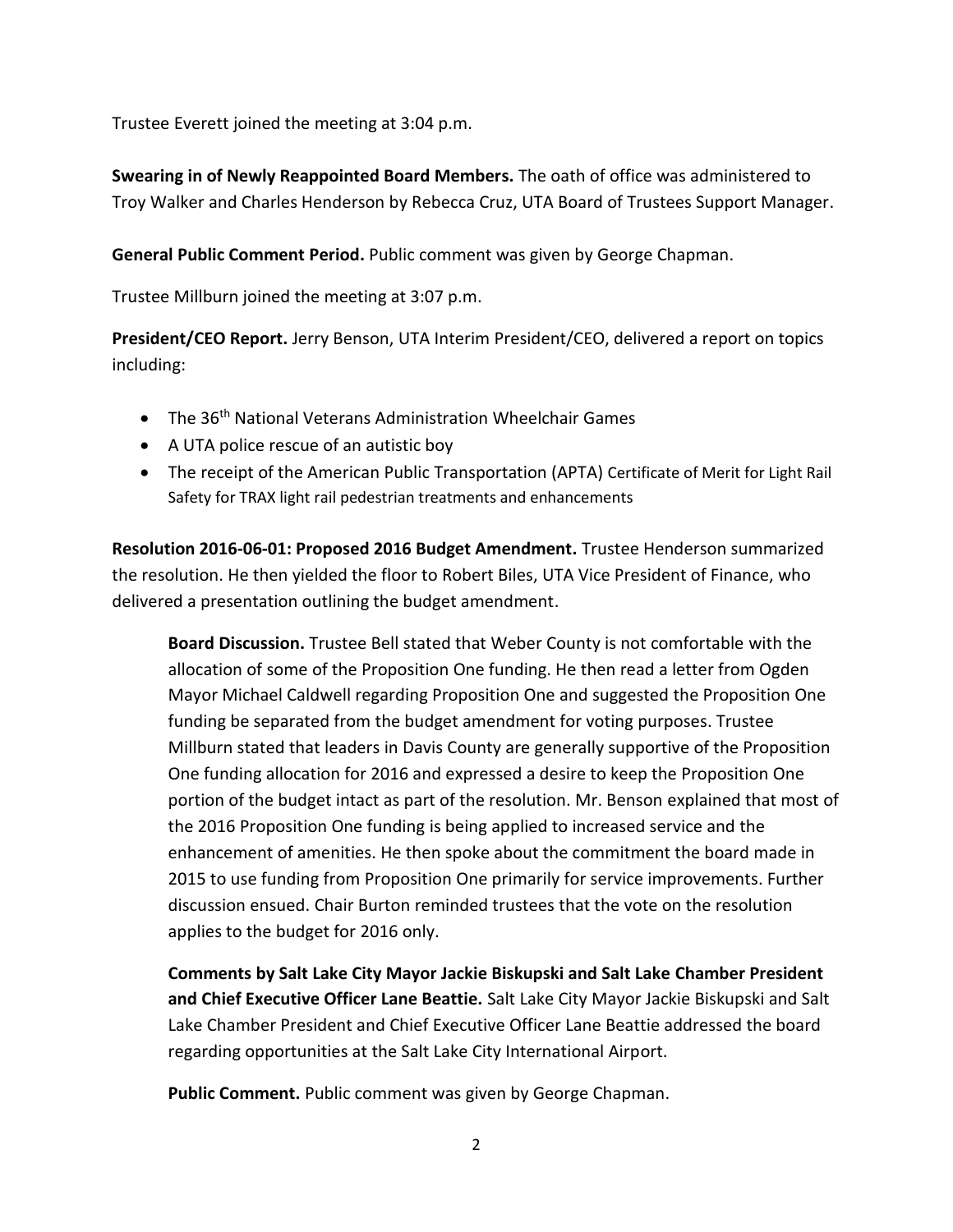Trustee Everett joined the meeting at 3:04 p.m.

**Swearing in of Newly Reappointed Board Members.** The oath of office was administered to Troy Walker and Charles Henderson by Rebecca Cruz, UTA Board of Trustees Support Manager.

**General Public Comment Period.** Public comment was given by George Chapman.

Trustee Millburn joined the meeting at 3:07 p.m.

**President/CEO Report.** Jerry Benson, UTA Interim President/CEO, delivered a report on topics including:

- The 36th National Veterans Administration Wheelchair Games
- A UTA police rescue of an autistic boy
- The receipt of the American Public Transportation (APTA) Certificate of Merit for Light Rail Safety for TRAX light rail pedestrian treatments and enhancements

**Resolution 2016-06-01: Proposed 2016 Budget Amendment.** Trustee Henderson summarized the resolution. He then yielded the floor to Robert Biles, UTA Vice President of Finance, who delivered a presentation outlining the budget amendment.

> **Board Discussion.** Trustee Bell stated that Weber County is not comfortable with the allocation of some of the Proposition One funding. He then read a letter from Ogden Mayor Michael Caldwell regarding Proposition One and suggested the Proposition One funding be separated from the budget amendment for voting purposes. Trustee Millburn stated that leaders in Davis County are generally supportive of the Proposition One funding allocation for 2016 and expressed a desire to keep the Proposition One portion of the budget intact as part of the resolution. Mr. Benson explained that most of the 2016 Proposition One funding is being applied to increased service and the enhancement of amenities. He then spoke about the commitment the board made in 2015 to use funding from Proposition One primarily for service improvements. Further discussion ensued. Chair Burton reminded trustees that the vote on the resolution applies to the budget for 2016 only.
>
> **Comments by Salt Lake City Mayor Jackie Biskupski and Salt Lake Chamber President and Chief Executive Officer Lane Beattie.** Salt Lake City Mayor Jackie Biskupski and Salt Lake Chamber President and Chief Executive Officer Lane Beattie addressed the board regarding opportunities at the Salt Lake City International Airport.
>
> **Public Comment.** Public comment was given by George Chapman.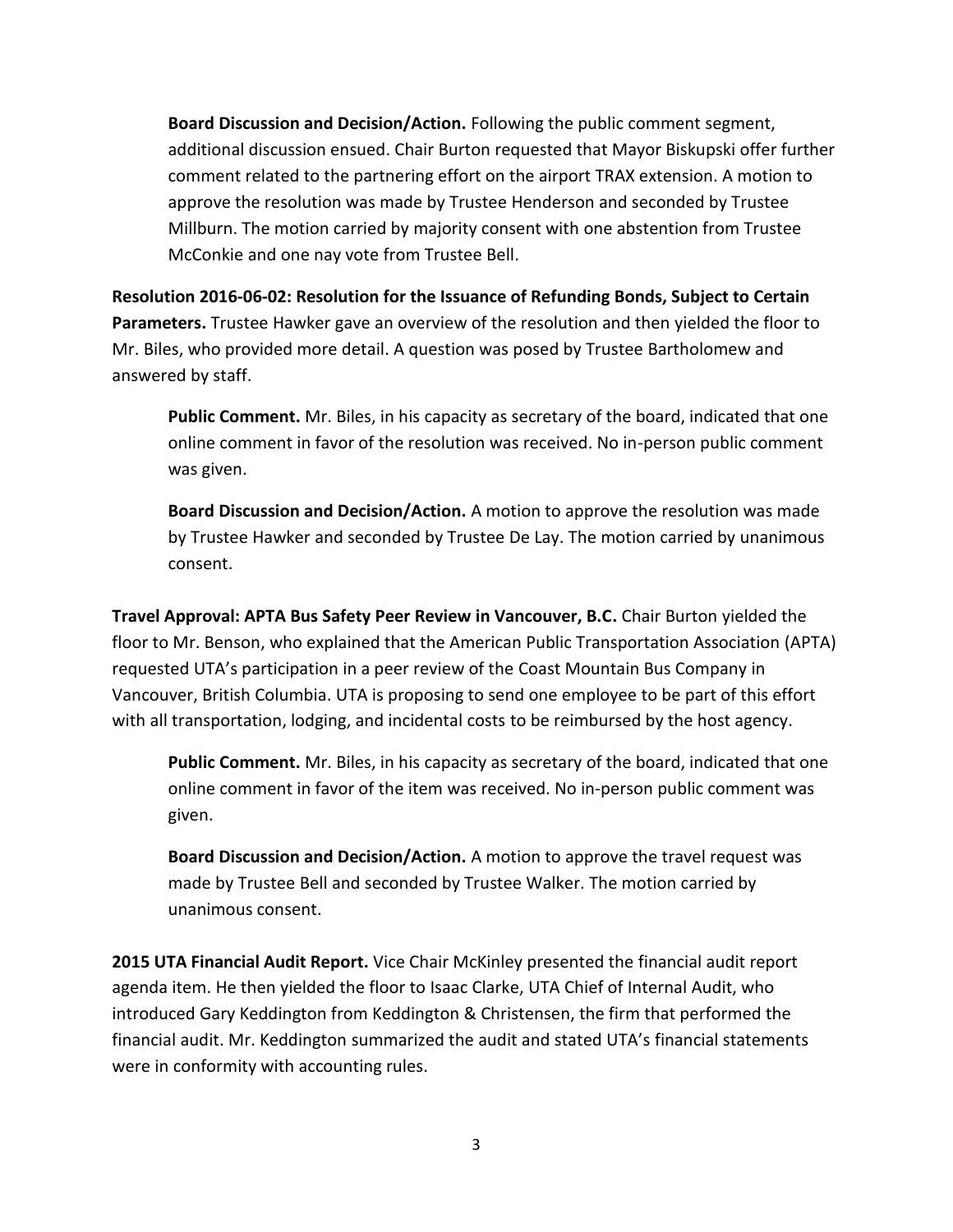**Board Discussion and Decision/Action.** Following the public comment segment, additional discussion ensued. Chair Burton requested that Mayor Biskupski offer further comment related to the partnering effort on the airport TRAX extension. A motion to approve the resolution was made by Trustee Henderson and seconded by Trustee Millburn. The motion carried by majority consent with one abstention from Trustee McConkie and one nay vote from Trustee Bell.

**Resolution 2016-06-02: Resolution for the Issuance of Refunding Bonds, Subject to Certain Parameters.** Trustee Hawker gave an overview of the resolution and then yielded the floor to Mr. Biles, who provided more detail. A question was posed by Trustee Bartholomew and answered by staff.

**Public Comment.** Mr. Biles, in his capacity as secretary of the board, indicated that one online comment in favor of the resolution was received. No in-person public comment was given.

**Board Discussion and Decision/Action.** A motion to approve the resolution was made by Trustee Hawker and seconded by Trustee De Lay. The motion carried by unanimous consent.

**Travel Approval: APTA Bus Safety Peer Review in Vancouver, B.C.** Chair Burton yielded the floor to Mr. Benson, who explained that the American Public Transportation Association (APTA) requested UTA's participation in a peer review of the Coast Mountain Bus Company in Vancouver, British Columbia. UTA is proposing to send one employee to be part of this effort with all transportation, lodging, and incidental costs to be reimbursed by the host agency.

**Public Comment.** Mr. Biles, in his capacity as secretary of the board, indicated that one online comment in favor of the item was received. No in-person public comment was given.

**Board Discussion and Decision/Action.** A motion to approve the travel request was made by Trustee Bell and seconded by Trustee Walker. The motion carried by unanimous consent.

**2015 UTA Financial Audit Report.** Vice Chair McKinley presented the financial audit report agenda item. He then yielded the floor to Isaac Clarke, UTA Chief of Internal Audit, who introduced Gary Keddington from Keddington & Christensen, the firm that performed the financial audit. Mr. Keddington summarized the audit and stated UTA's financial statements were in conformity with accounting rules.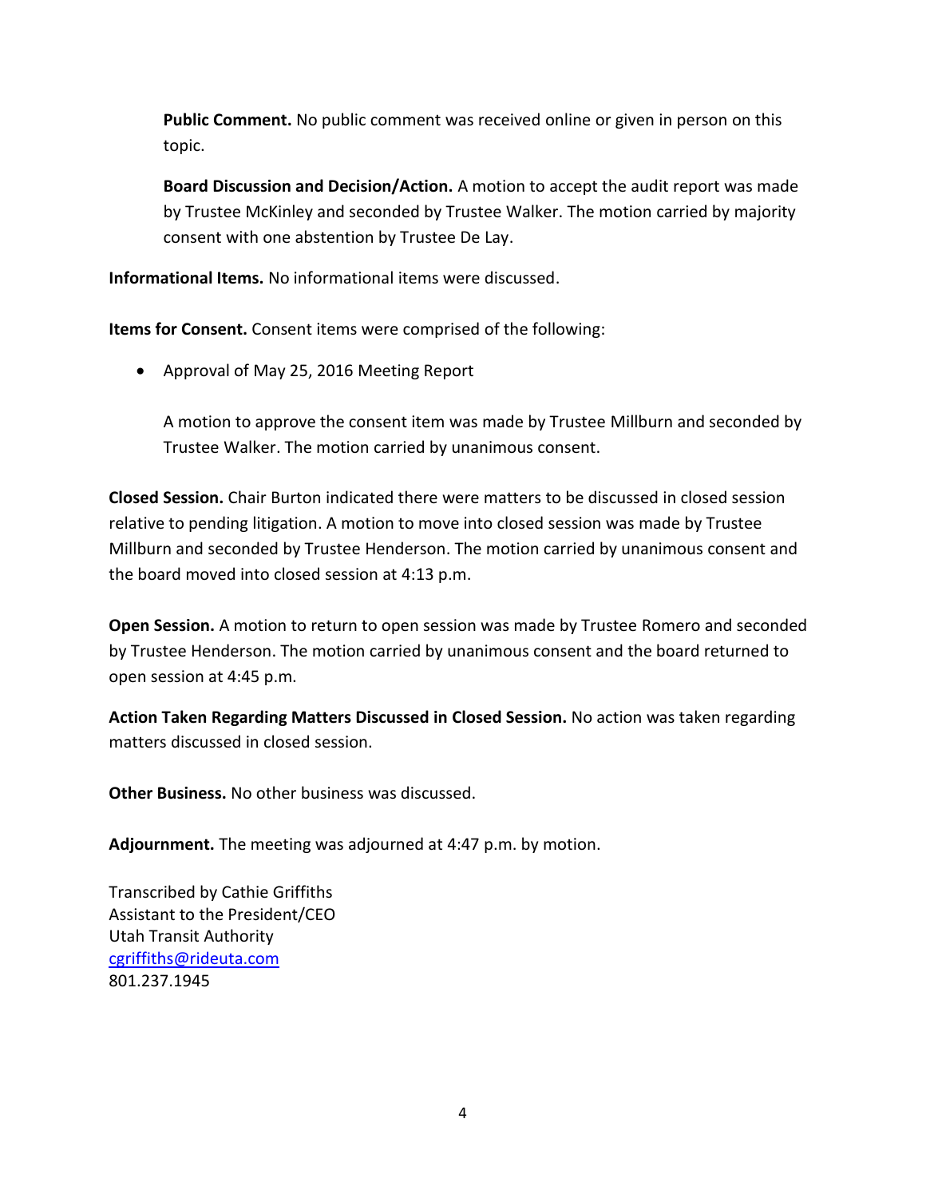**Public Comment.** No public comment was received online or given in person on this topic.

**Board Discussion and Decision/Action.** A motion to accept the audit report was made by Trustee McKinley and seconded by Trustee Walker. The motion carried by majority consent with one abstention by Trustee De Lay.

**Informational Items.** No informational items were discussed.

**Items for Consent.** Consent items were comprised of the following:

- Approval of May 25, 2016 Meeting Report

  A motion to approve the consent item was made by Trustee Millburn and seconded by Trustee Walker. The motion carried by unanimous consent.

**Closed Session.** Chair Burton indicated there were matters to be discussed in closed session relative to pending litigation. A motion to move into closed session was made by Trustee Millburn and seconded by Trustee Henderson. The motion carried by unanimous consent and the board moved into closed session at 4:13 p.m.

**Open Session.** A motion to return to open session was made by Trustee Romero and seconded by Trustee Henderson. The motion carried by unanimous consent and the board returned to open session at 4:45 p.m.

**Action Taken Regarding Matters Discussed in Closed Session.** No action was taken regarding matters discussed in closed session.

**Other Business.** No other business was discussed.

**Adjournment.** The meeting was adjourned at 4:47 p.m. by motion.

Transcribed by Cathie Griffiths
Assistant to the President/CEO
Utah Transit Authority
cgriffiths@rideuta.com
801.237.1945